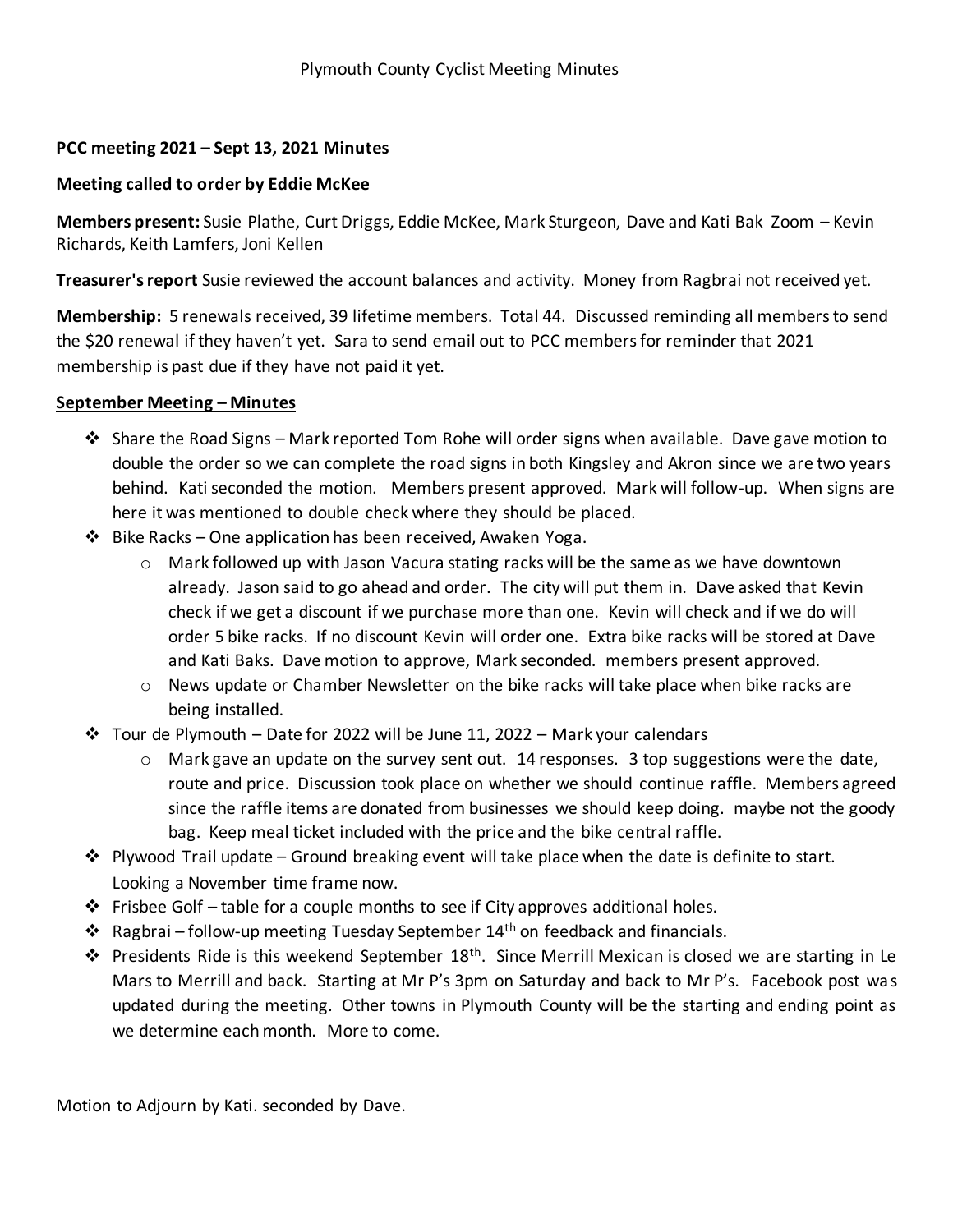Plymouth County Cyclist Meeting Minutes

**PCC meeting 2021 – Sept 13, 2021 Minutes**

**Meeting called to order by Eddie McKee**

**Members present:** Susie Plathe, Curt Driggs, Eddie McKee, Mark Sturgeon, Dave and Kati Bak Zoom – Kevin Richards, Keith Lamfers, Joni Kellen

**Treasurer's report** Susie reviewed the account balances and activity. Money from Ragbrai not received yet.

**Membership:** 5 renewals received, 39 lifetime members. Total 44. Discussed reminding all members to send the $20 renewal if they haven't yet. Sara to send email out to PCC members for reminder that 2021 membership is past due if they have not paid it yet.

**<u>September Meeting – Minutes</u>**

- Share the Road Signs – Mark reported Tom Rohe will order signs when available. Dave gave motion to double the order so we can complete the road signs in both Kingsley and Akron since we are two years behind. Kati seconded the motion. Members present approved. Mark will follow-up. When signs are here it was mentioned to double check where they should be placed.
- Bike Racks – One application has been received, Awaken Yoga.
  - Mark followed up with Jason Vacura stating racks will be the same as we have downtown already. Jason said to go ahead and order. The city will put them in. Dave asked that Kevin check if we get a discount if we purchase more than one. Kevin will check and if we do will order 5 bike racks. If no discount Kevin will order one. Extra bike racks will be stored at Dave and Kati Baks. Dave motion to approve, Mark seconded. members present approved.
  - News update or Chamber Newsletter on the bike racks will take place when bike racks are being installed.
- Tour de Plymouth – Date for 2022 will be June 11, 2022 – Mark your calendars
  - Mark gave an update on the survey sent out. 14 responses. 3 top suggestions were the date, route and price. Discussion took place on whether we should continue raffle. Members agreed since the raffle items are donated from businesses we should keep doing. maybe not the goody bag. Keep meal ticket included with the price and the bike central raffle.
- Plywood Trail update – Ground breaking event will take place when the date is definite to start. Looking a November time frame now.
- Frisbee Golf – table for a couple months to see if City approves additional holes.
- Ragbrai – follow-up meeting Tuesday September 14th on feedback and financials.
- Presidents Ride is this weekend September 18th. Since Merrill Mexican is closed we are starting in Le Mars to Merrill and back. Starting at Mr P's 3pm on Saturday and back to Mr P's. Facebook post was updated during the meeting. Other towns in Plymouth County will be the starting and ending point as we determine each month. More to come.

Motion to Adjourn by Kati. seconded by Dave.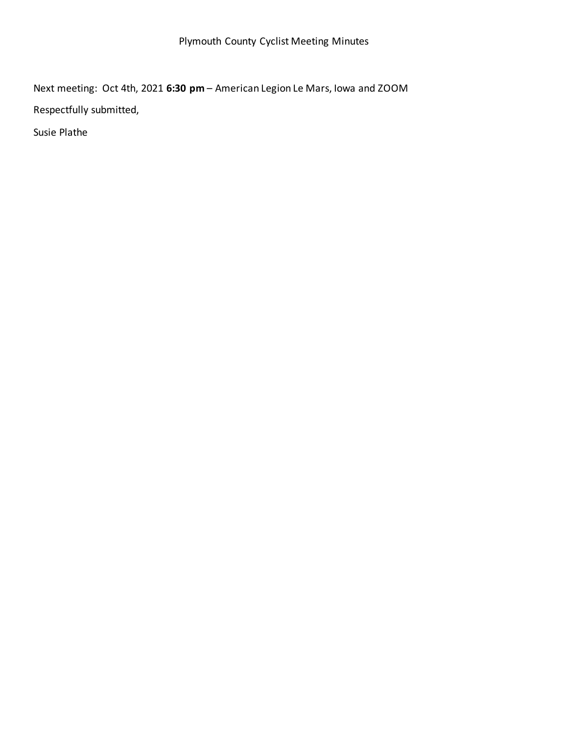Next meeting: Oct 4th, 2021 **6:30 pm** – American Legion Le Mars, Iowa and ZOOM

Respectfully submitted,

Susie Plathe